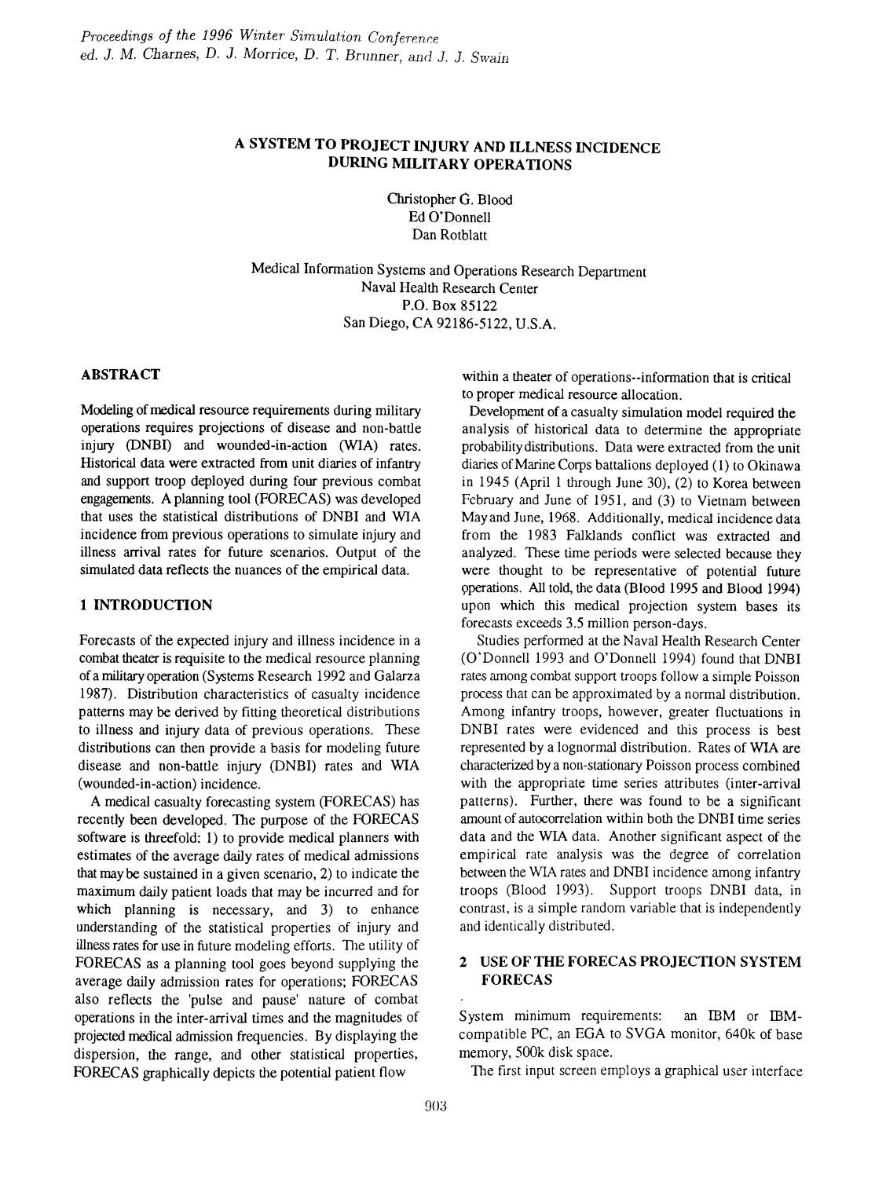# A SYSTEM TO PROJECT INJURY AND ILLNESS INCIDENCE DURING MILITARY OPERATIONS

Christopher G. Blood
Ed O'Donnell
Dan Rotblatt

Medical Information Systems and Operations Research Department
Naval Health Research Center
P.O. Box 85122
San Diego, CA 92186-5122, U.S.A.

## ABSTRACT

Modeling of medical resource requirements during military operations requires projections of disease and non-battle injury (DNBI) and wounded-in-action (WIA) rates. Historical data were extracted from unit diaries of infantry and support troop deployed during four previous combat engagements. A planning tool (FORECAS) was developed that uses the statistical distributions of DNBI and WIA incidence from previous operations to simulate injury and illness arrival rates for future scenarios. Output of the simulated data reflects the nuances of the empirical data.

## 1 INTRODUCTION

Forecasts of the expected injury and illness incidence in a combat theater is requisite to the medical resource planning of a military operation (Systems Research 1992 and Galarza 1987). Distribution characteristics of casualty incidence patterns may be derived by fitting theoretical distributions to illness and injury data of previous operations. These distributions can then provide a basis for modeling future disease and non-battle injury (DNBI) rates and WIA (wounded-in-action) incidence.

A medical casualty forecasting system (FORECAS) has recently been developed. The purpose of the FORECAS software is threefold: 1) to provide medical planners with estimates of the average daily rates of medical admissions that may be sustained in a given scenario, 2) to indicate the maximum daily patient loads that may be incurred and for which planning is necessary, and 3) to enhance understanding of the statistical properties of injury and illness rates for use in future modeling efforts. The utility of FORECAS as a planning tool goes beyond supplying the average daily admission rates for operations; FORECAS also reflects the 'pulse and pause' nature of combat operations in the inter-arrival times and the magnitudes of projected medical admission frequencies. By displaying the dispersion, the range, and other statistical properties, FORECAS graphically depicts the potential patient flow within a theater of operations--information that is critical to proper medical resource allocation.

Development of a casualty simulation model required the analysis of historical data to determine the appropriate probability distributions. Data were extracted from the unit diaries of Marine Corps battalions deployed (1) to Okinawa in 1945 (April 1 through June 30), (2) to Korea between February and June of 1951, and (3) to Vietnam between May and June, 1968. Additionally, medical incidence data from the 1983 Falklands conflict was extracted and analyzed. These time periods were selected because they were thought to be representative of potential future operations. All told, the data (Blood 1995 and Blood 1994) upon which this medical projection system bases its forecasts exceeds 3.5 million person-days.

Studies performed at the Naval Health Research Center (O'Donnell 1993 and O'Donnell 1994) found that DNBI rates among combat support troops follow a simple Poisson process that can be approximated by a normal distribution. Among infantry troops, however, greater fluctuations in DNBI rates were evidenced and this process is best represented by a lognormal distribution. Rates of WIA are characterized by a non-stationary Poisson process combined with the appropriate time series attributes (inter-arrival patterns). Further, there was found to be a significant amount of autocorrelation within both the DNBI time series data and the WIA data. Another significant aspect of the empirical rate analysis was the degree of correlation between the WIA rates and DNBI incidence among infantry troops (Blood 1993). Support troops DNBI data, in contrast, is a simple random variable that is independently and identically distributed.

## 2 USE OF THE FORECAS PROJECTION SYSTEM FORECAS

System minimum requirements: an IBM or IBM-compatible PC, an EGA to SVGA monitor, 640k of base memory, 500k disk space.

The first input screen employs a graphical user interface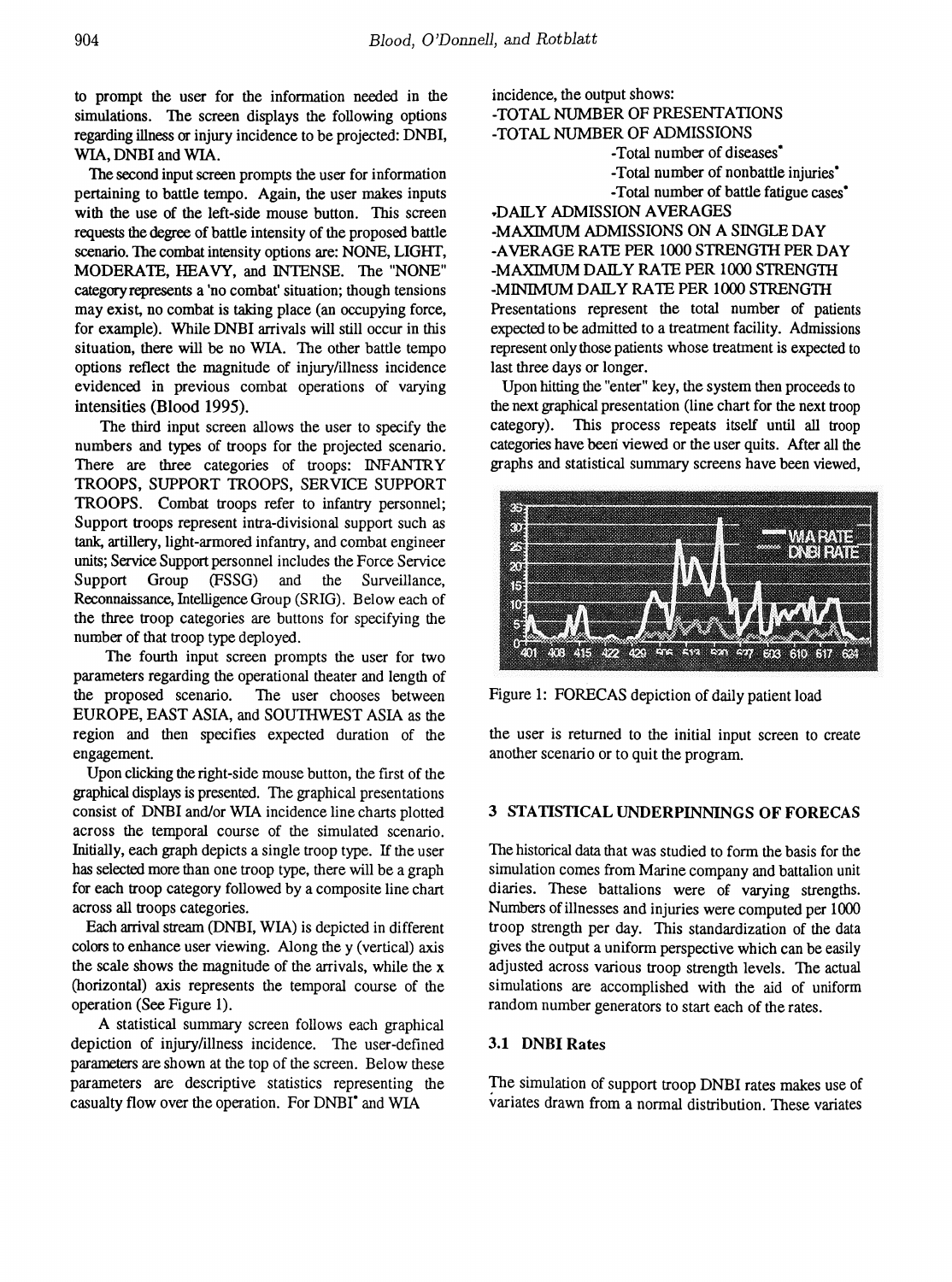to prompt the user for the information needed in the simulations. The screen displays the following options regarding illness or injury incidence to be projected: DNBI, WIA, DNBI and WIA.

The second input screen prompts the user for information pertaining to battle tempo. Again, the user makes inputs with the use of the left-side mouse button. This screen requests the degree of battle intensity of the proposed battle scenario. The combat intensity options are: NONE, LIGHT, MODERATE, HEAVY, and INTENSE. The "NONE" category represents a 'no combat' situation; though tensions may exist, no combat is taking place (an occupying force, for example). While DNBI arrivals will still occur in this situation, there will be no WIA. The other battle tempo options reflect the magnitude of injury/illness incidence evidenced in previous combat operations of varying intensities (Blood 1995).

The third input screen allows the user to specify the numbers and types of troops for the projected scenario. There are three categories of troops: INFANTRY TROOPS, SUPPORT TROOPS, SERVICE SUPPORT TROOPS. Combat troops refer to infantry personnel; Support troops represent intra-divisional support such as tank, artillery, light-armored infantry, and combat engineer units; Service Support personnel includes the Force Service Support Group (FSSG) and the Surveillance, Reconnaissance, Intelligence Group (SRIG). Below each of the three troop categories are buttons for specifying the number of that troop type deployed.

The fourth input screen prompts the user for two parameters regarding the operational theater and length of the proposed scenario. The user chooses between EUROPE, EAST ASIA, and SOUTHWEST ASIA as the region and then specifies expected duration of the engagement.

Upon clicking the right-side mouse button, the first of the graphical displays is presented. The graphical presentations consist of DNBI and/or WIA incidence line charts plotted across the temporal course of the simulated scenario. Initially, each graph depicts a single troop type. If the user has selected more than one troop type, there will be a graph for each troop category followed by a composite line chart across all troops categories.

Each arrival stream (DNBI, WIA) is depicted in different colors to enhance user viewing. Along the y (vertical) axis the scale shows the magnitude of the arrivals, while the x (horizontal) axis represents the temporal course of the operation (See Figure 1).

A statistical summary screen follows each graphical depiction of injury/illness incidence. The user-defined parameters are shown at the top of the screen. Below these parameters are descriptive statistics representing the casualty flow over the operation. For DNBI* and WIA incidence, the output shows:

- TOTAL NUMBER OF PRESENTATIONS
- TOTAL NUMBER OF ADMISSIONS
  - Total number of diseases*
  - Total number of nonbattle injuries*
  - Total number of battle fatigue cases*
- DAILY ADMISSION AVERAGES
- MAXIMUM ADMISSIONS ON A SINGLE DAY
- AVERAGE RATE PER 1000 STRENGTH PER DAY
- MAXIMUM DAILY RATE PER 1000 STRENGTH
- MINIMUM DAILY RATE PER 1000 STRENGTH

Presentations represent the total number of patients expected to be admitted to a treatment facility. Admissions represent only those patients whose treatment is expected to last three days or longer.

Upon hitting the "enter" key, the system then proceeds to the next graphical presentation (line chart for the next troop category). This process repeats itself until all troop categories have been viewed or the user quits. After all the graphs and statistical summary screens have been viewed, the user is returned to the initial input screen to create another scenario or to quit the program.

35
30
25
20
15
10
5
0
401 408 415 422 429 506 513 520 527 603 610 617 624
WIA RATE
DNBI RATE

Figure 1: FORECAS depiction of daily patient load

## 3 STATISTICAL UNDERPINNINGS OF FORECAS

The historical data that was studied to form the basis for the simulation comes from Marine company and battalion unit diaries. These battalions were of varying strengths. Numbers of illnesses and injuries were computed per 1000 troop strength per day. This standardization of the data gives the output a uniform perspective which can be easily adjusted across various troop strength levels. The actual simulations are accomplished with the aid of uniform random number generators to start each of the rates.

### 3.1 DNBI Rates

The simulation of support troop DNBI rates makes use of variates drawn from a normal distribution. These variates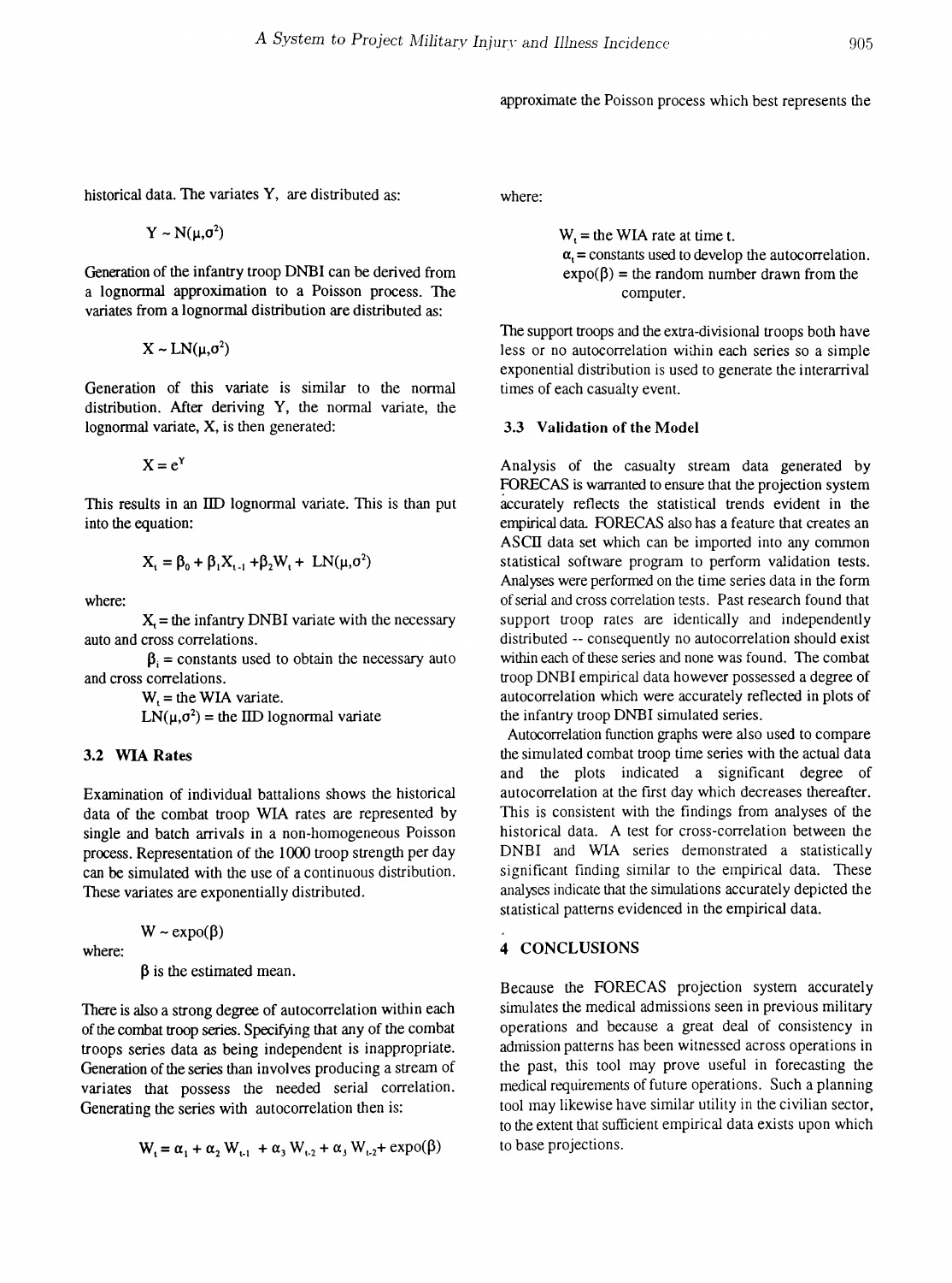approximate the Poisson process which best represents the historical data. The variates Y, are distributed as:

$$Y \sim N(\mu,\sigma^2)$$

Generation of the infantry troop DNBI can be derived from a lognormal approximation to a Poisson process. The variates from a lognormal distribution are distributed as:

$$X \sim LN(\mu,\sigma^2)$$

Generation of this variate is similar to the normal distribution. After deriving Y, the normal variate, the lognormal variate, X, is then generated:

$$X = e^Y$$

This results in an IID lognormal variate. This is than put into the equation:

$$X_t = \beta_0 + \beta_1 X_{t-1} + \beta_2 W_t + LN(\mu,\sigma^2)$$

where:

$X_t$ = the infantry DNBI variate with the necessary auto and cross correlations.

$\beta_i$ = constants used to obtain the necessary auto and cross correlations.

$W_t$ = the WIA variate.

$LN(\mu,\sigma^2)$ = the IID lognormal variate

### 3.2 WIA Rates

Examination of individual battalions shows the historical data of the combat troop WIA rates are represented by single and batch arrivals in a non-homogeneous Poisson process. Representation of the 1000 troop strength per day can be simulated with the use of a continuous distribution. These variates are exponentially distributed.

$$W \sim \text{expo}(\beta)$$

where:

$\beta$ is the estimated mean.

There is also a strong degree of autocorrelation within each of the combat troop series. Specifying that any of the combat troops series data as being independent is inappropriate. Generation of the series than involves producing a stream of variates that possess the needed serial correlation. Generating the series with autocorrelation then is:

$$W_t = \alpha_1 + \alpha_2 W_{t-1} + \alpha_3 W_{t-2} + \alpha_3 W_{t-2} + \text{expo}(\beta)$$

where:

$W_t$ = the WIA rate at time t.

$\alpha_t$ = constants used to develop the autocorrelation.

$\text{expo}(\beta)$ = the random number drawn from the computer.

The support troops and the extra-divisional troops both have less or no autocorrelation within each series so a simple exponential distribution is used to generate the interarrival times of each casualty event.

### 3.3 Validation of the Model

Analysis of the casualty stream data generated by FORECAS is warranted to ensure that the projection system accurately reflects the statistical trends evident in the empirical data. FORECAS also has a feature that creates an ASCII data set which can be imported into any common statistical software program to perform validation tests. Analyses were performed on the time series data in the form of serial and cross correlation tests. Past research found that support troop rates are identically and independently distributed -- consequently no autocorrelation should exist within each of these series and none was found. The combat troop DNBI empirical data however possessed a degree of autocorrelation which were accurately reflected in plots of the infantry troop DNBI simulated series.

Autocorrelation function graphs were also used to compare the simulated combat troop time series with the actual data and the plots indicated a significant degree of autocorrelation at the first day which decreases thereafter. This is consistent with the findings from analyses of the historical data. A test for cross-correlation between the DNBI and WIA series demonstrated a statistically significant finding similar to the empirical data. These analyses indicate that the simulations accurately depicted the statistical patterns evidenced in the empirical data.

## 4 CONCLUSIONS

Because the FORECAS projection system accurately simulates the medical admissions seen in previous military operations and because a great deal of consistency in admission patterns has been witnessed across operations in the past, this tool may prove useful in forecasting the medical requirements of future operations. Such a planning tool may likewise have similar utility in the civilian sector, to the extent that sufficient empirical data exists upon which to base projections.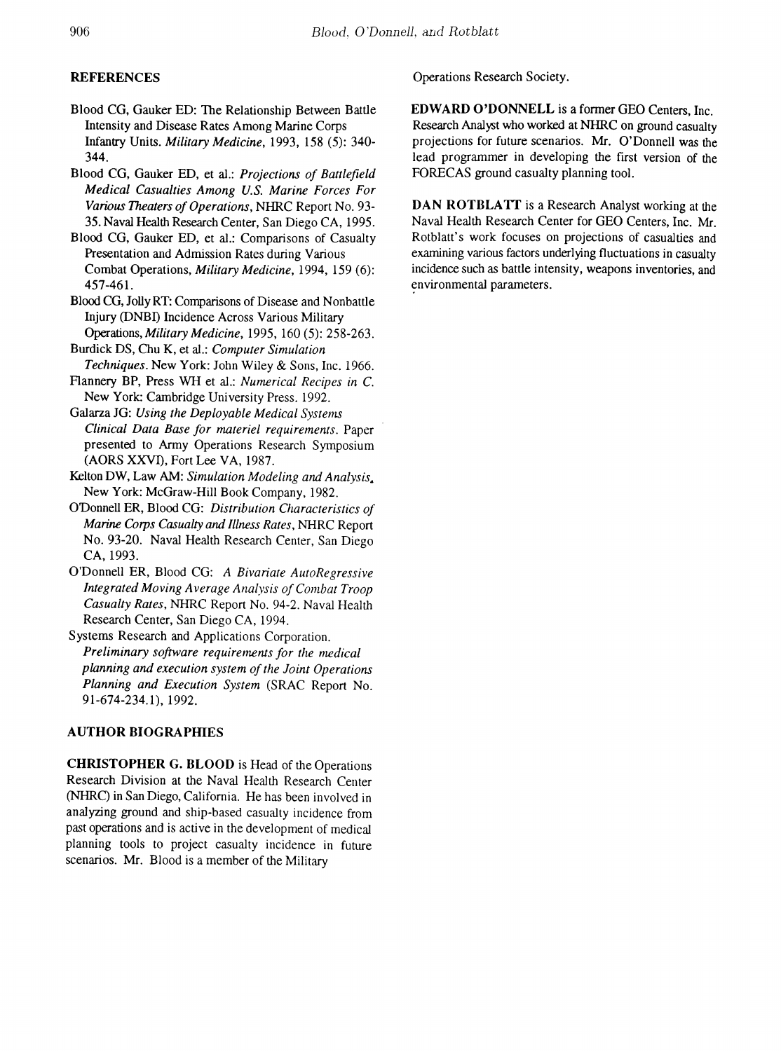## REFERENCES

Blood CG, Gauker ED: The Relationship Between Battle Intensity and Disease Rates Among Marine Corps Infantry Units. *Military Medicine*, 1993, 158 (5): 340-344.

Blood CG, Gauker ED, et al.: *Projections of Battlefield Medical Casualties Among U.S. Marine Forces For Various Theaters of Operations*, NHRC Report No. 93-35. Naval Health Research Center, San Diego CA, 1995.

Blood CG, Gauker ED, et al.: Comparisons of Casualty Presentation and Admission Rates during Various Combat Operations, *Military Medicine*, 1994, 159 (6): 457-461.

Blood CG, Jolly RT: Comparisons of Disease and Nonbattle Injury (DNBI) Incidence Across Various Military Operations, *Military Medicine*, 1995, 160 (5): 258-263.

Burdick DS, Chu K, et al.: *Computer Simulation Techniques*. New York: John Wiley & Sons, Inc. 1966.

Flannery BP, Press WH et al.: *Numerical Recipes in C*. New York: Cambridge University Press. 1992.

Galarza JG: *Using the Deployable Medical Systems Clinical Data Base for materiel requirements*. Paper presented to Army Operations Research Symposium (AORS XXVI), Fort Lee VA, 1987.

Kelton DW, Law AM: *Simulation Modeling and Analysis*. New York: McGraw-Hill Book Company, 1982.

O'Donnell ER, Blood CG: *Distribution Characteristics of Marine Corps Casualty and Illness Rates*, NHRC Report No. 93-20. Naval Health Research Center, San Diego CA, 1993.

O'Donnell ER, Blood CG: *A Bivariate AutoRegressive Integrated Moving Average Analysis of Combat Troop Casualty Rates*, NHRC Report No. 94-2. Naval Health Research Center, San Diego CA, 1994.

Systems Research and Applications Corporation. *Preliminary software requirements for the medical planning and execution system of the Joint Operations Planning and Execution System* (SRAC Report No. 91-674-234.1), 1992.

## AUTHOR BIOGRAPHIES

**CHRISTOPHER G. BLOOD** is Head of the Operations Research Division at the Naval Health Research Center (NHRC) in San Diego, California. He has been involved in analyzing ground and ship-based casualty incidence from past operations and is active in the development of medical planning tools to project casualty incidence in future scenarios. Mr. Blood is a member of the Military Operations Research Society.

**EDWARD O'DONNELL** is a former GEO Centers, Inc. Research Analyst who worked at NHRC on ground casualty projections for future scenarios. Mr. O'Donnell was the lead programmer in developing the first version of the FORECAS ground casualty planning tool.

**DAN ROTBLATT** is a Research Analyst working at the Naval Health Research Center for GEO Centers, Inc. Mr. Rotblatt's work focuses on projections of casualties and examining various factors underlying fluctuations in casualty incidence such as battle intensity, weapons inventories, and environmental parameters.